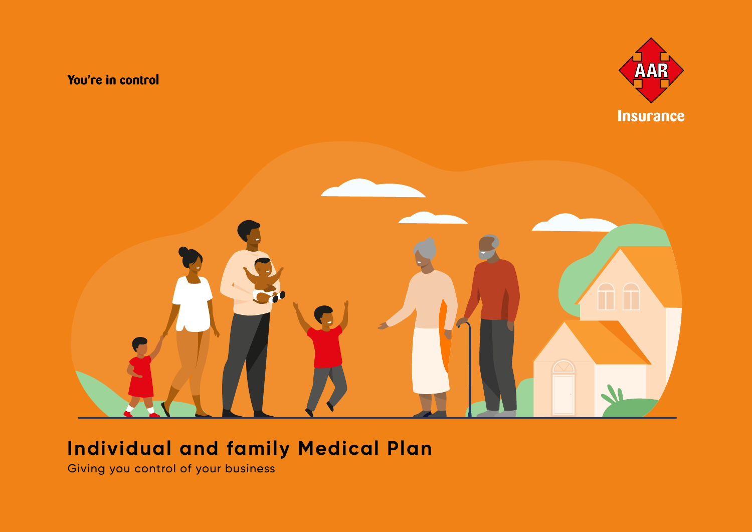You're in control

AAR

Insurance

# Individual and family Medical Plan

Giving you control of your business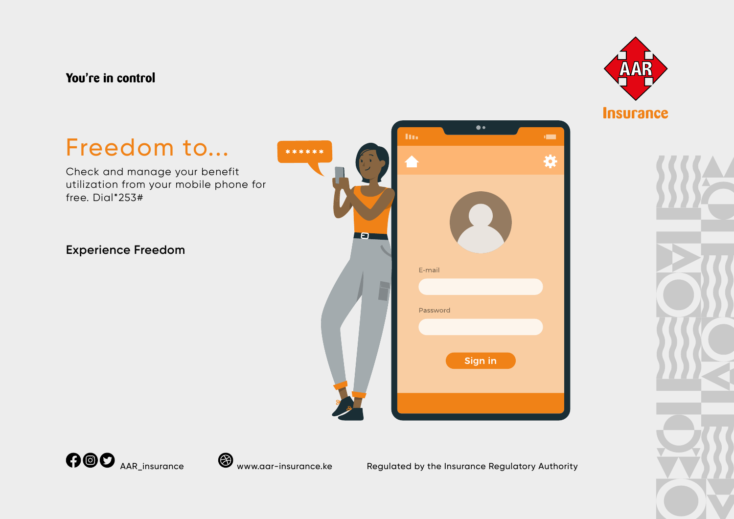You're in control

# Freedom to...

Check and manage your benefit utilization from your mobile phone for free. Dial*253#

**Experience Freedom**

AAR_insurance

www.aar-insurance.ke

Regulated by the Insurance Regulatory Authority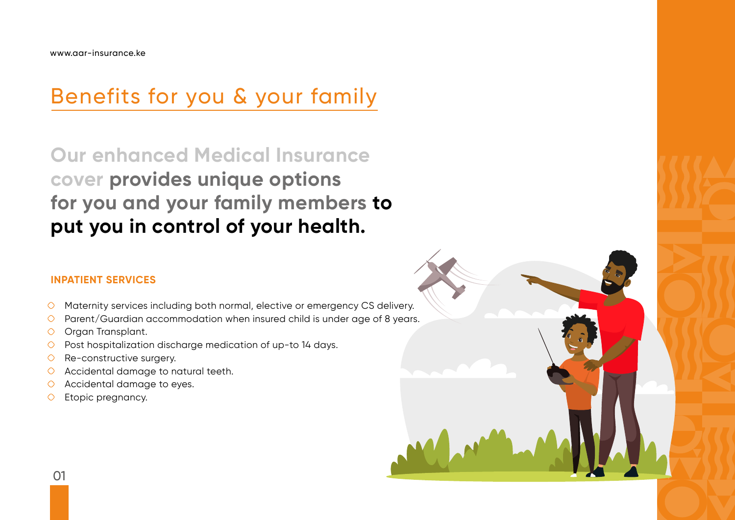# Benefits for you & your family

**Our enhanced Medical Insurance cover provides unique options for you and your family members to put you in control of your health.**

### INPATIENT SERVICES

- Maternity services including both normal, elective or emergency CS delivery.
- Parent/Guardian accommodation when insured child is under age of 8 years.
- Organ Transplant.
- Post hospitalization discharge medication of up-to 14 days.
- Re-constructive surgery.
- Accidental damage to natural teeth.
- Accidental damage to eyes.
- Etopic pregnancy.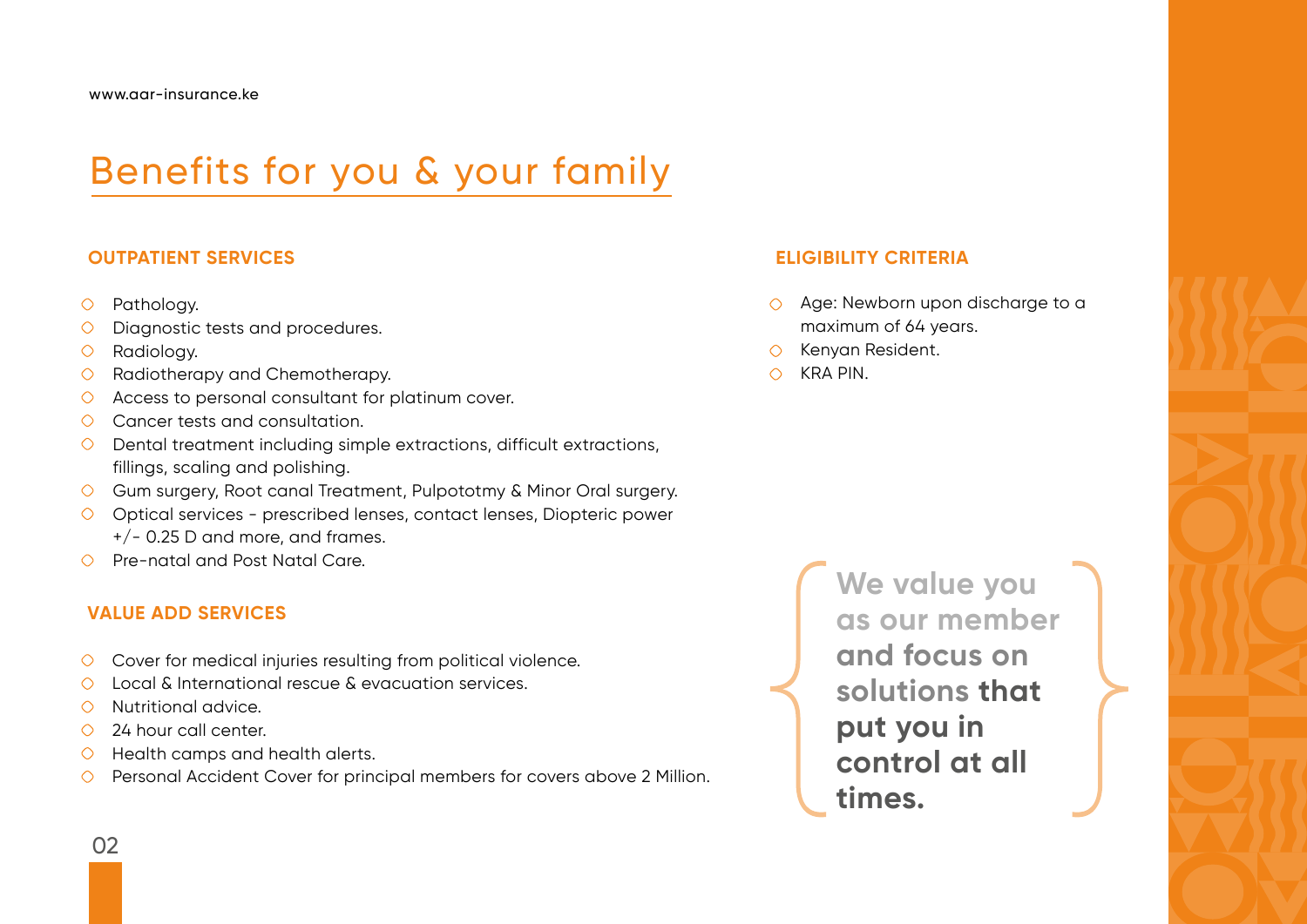# Benefits for you & your family

### OUTPATIENT SERVICES

- Pathology.
- Diagnostic tests and procedures.
- Radiology.
- Radiotherapy and Chemotherapy.
- Access to personal consultant for platinum cover.
- Cancer tests and consultation.
- Dental treatment including simple extractions, difficult extractions, fillings, scaling and polishing.
- Gum surgery, Root canal Treatment, Pulpototmy & Minor Oral surgery.
- Optical services - prescribed lenses, contact lenses, Diopteric power +/- 0.25 D and more, and frames.
- Pre-natal and Post Natal Care.

### VALUE ADD SERVICES

- Cover for medical injuries resulting from political violence.
- Local & International rescue & evacuation services.
- Nutritional advice.
- 24 hour call center.
- Health camps and health alerts.
- Personal Accident Cover for principal members for covers above 2 Million.

### ELIGIBILITY CRITERIA

- Age: Newborn upon discharge to a maximum of 64 years.
- Kenyan Resident.
- KRA PIN.

**We value you as our member and focus on solutions that put you in control at all times.**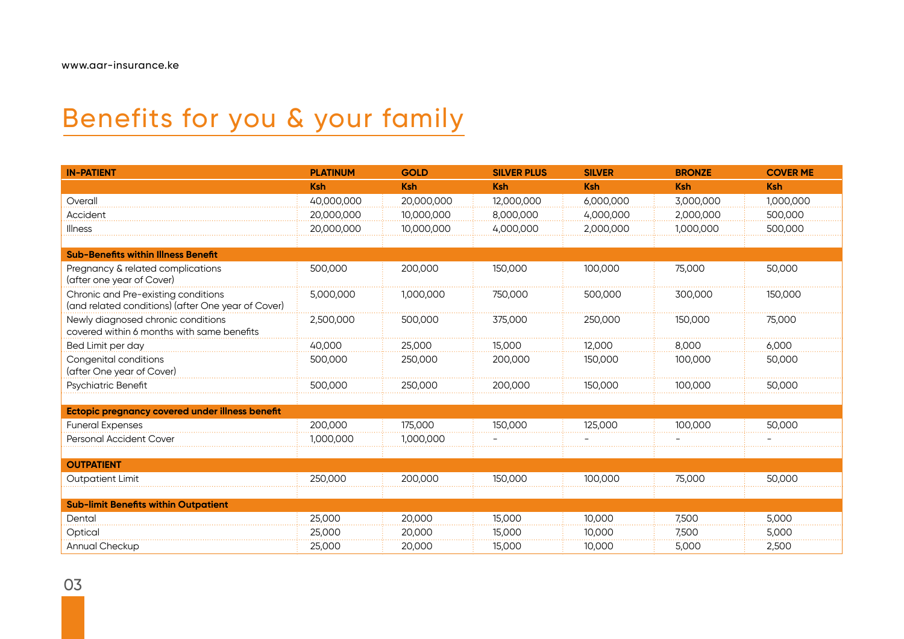# Benefits for you & your family

| IN-PATIENT | PLATINUM | GOLD | SILVER PLUS | SILVER | BRONZE | COVER ME |
|---|---|---|---|---|---|---|
| | Ksh | Ksh | Ksh | Ksh | Ksh | Ksh |
| Overall | 40,000,000 | 20,000,000 | 12,000,000 | 6,000,000 | 3,000,000 | 1,000,000 |
| Accident | 20,000,000 | 10,000,000 | 8,000,000 | 4,000,000 | 2,000,000 | 500,000 |
| Illness | 20,000,000 | 10,000,000 | 4,000,000 | 2,000,000 | 1,000,000 | 500,000 |
| | | | | | | |
| **Sub-Benefits within Illness Benefit** | | | | | | |
| Pregnancy & related complications (after one year of Cover) | 500,000 | 200,000 | 150,000 | 100,000 | 75,000 | 50,000 |
| Chronic and Pre-existing conditions (and related conditions) (after One year of Cover) | 5,000,000 | 1,000,000 | 750,000 | 500,000 | 300,000 | 150,000 |
| Newly diagnosed chronic conditions covered within 6 months with same benefits | 2,500,000 | 500,000 | 375,000 | 250,000 | 150,000 | 75,000 |
| Bed Limit per day | 40,000 | 25,000 | 15,000 | 12,000 | 8,000 | 6,000 |
| Congenital conditions (after One year of Cover) | 500,000 | 250,000 | 200,000 | 150,000 | 100,000 | 50,000 |
| Psychiatric Benefit | 500,000 | 250,000 | 200,000 | 150,000 | 100,000 | 50,000 |
| | | | | | | |
| **Ectopic pregnancy covered under illness benefit** | | | | | | |
| Funeral Expenses | 200,000 | 175,000 | 150,000 | 125,000 | 100,000 | 50,000 |
| Personal Accident Cover | 1,000,000 | 1,000,000 | - | - | - | - |
| | | | | | | |
| **OUTPATIENT** | | | | | | |
| Outpatient Limit | 250,000 | 200,000 | 150,000 | 100,000 | 75,000 | 50,000 |
| | | | | | | |
| **Sub-limit Benefits within Outpatient** | | | | | | |
| Dental | 25,000 | 20,000 | 15,000 | 10,000 | 7,500 | 5,000 |
| Optical | 25,000 | 20,000 | 15,000 | 10,000 | 7,500 | 5,000 |
| Annual Checkup | 25,000 | 20,000 | 15,000 | 10,000 | 5,000 | 2,500 |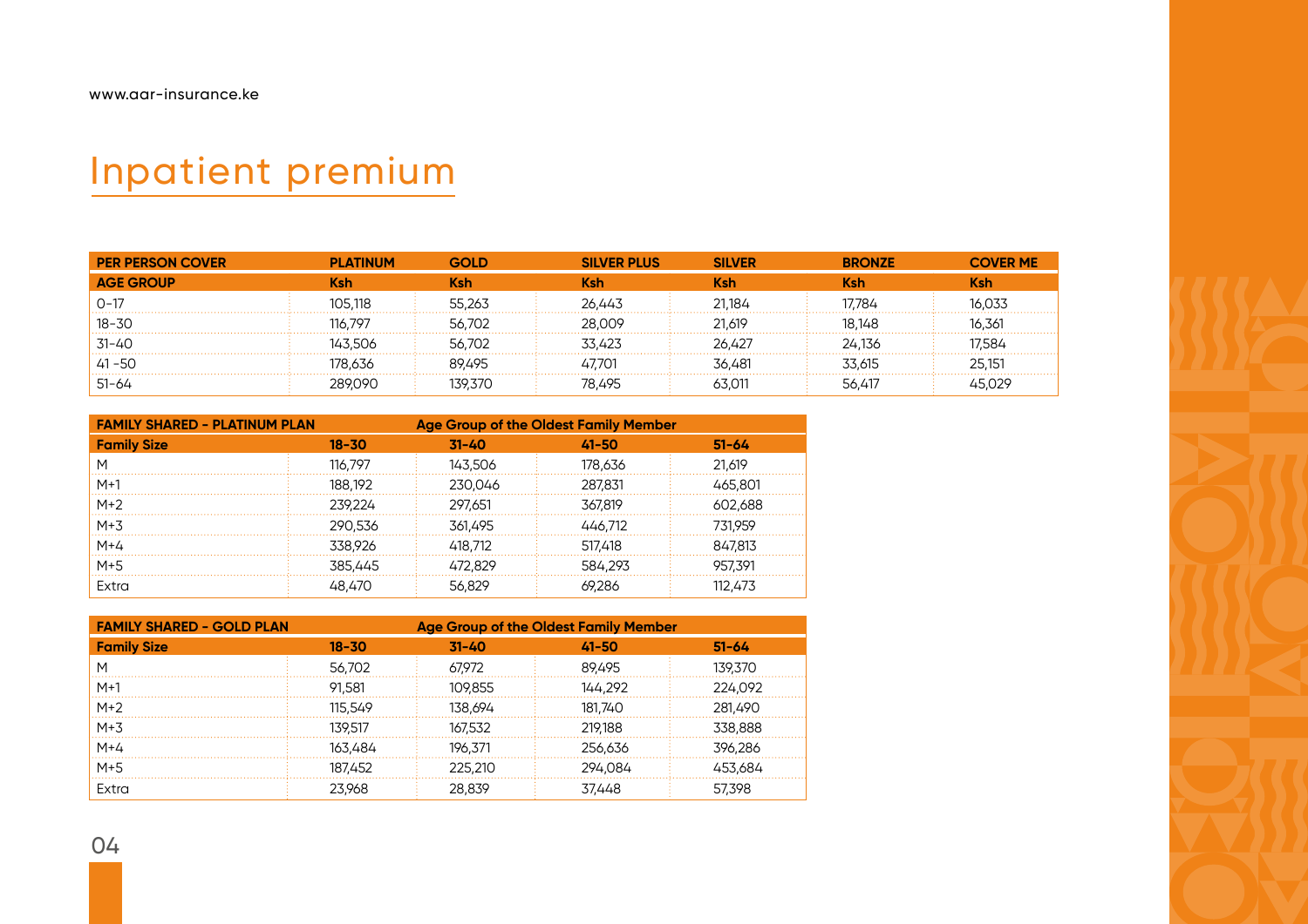# Inpatient premium

| PER PERSON COVER | PLATINUM | GOLD | SILVER PLUS | SILVER | BRONZE | COVER ME |
|---|---|---|---|---|---|---|
| AGE GROUP | Ksh | Ksh | Ksh | Ksh | Ksh | Ksh |
| 0-17 | 105,118 | 55,263 | 26,443 | 21,184 | 17,784 | 16,033 |
| 18-30 | 116,797 | 56,702 | 28,009 | 21,619 | 18,148 | 16,361 |
| 31-40 | 143,506 | 56,702 | 33,423 | 26,427 | 24,136 | 17,584 |
| 41 -50 | 178,636 | 89,495 | 47,701 | 36,481 | 33,615 | 25,151 |
| 51-64 | 289,090 | 139,370 | 78,495 | 63,011 | 56,417 | 45,029 |

| FAMILY SHARED - PLATINUM PLAN | Age Group of the Oldest Family Member | | | |
|---|---|---|---|---|
| Family Size | 18-30 | 31-40 | 41-50 | 51-64 |
| M | 116,797 | 143,506 | 178,636 | 21,619 |
| M+1 | 188,192 | 230,046 | 287,831 | 465,801 |
| M+2 | 239,224 | 297,651 | 367,819 | 602,688 |
| M+3 | 290,536 | 361,495 | 446,712 | 731,959 |
| M+4 | 338,926 | 418,712 | 517,418 | 847,813 |
| M+5 | 385,445 | 472,829 | 584,293 | 957,391 |
| Extra | 48,470 | 56,829 | 69,286 | 112,473 |

| FAMILY SHARED - GOLD PLAN | Age Group of the Oldest Family Member | | | |
|---|---|---|---|---|
| Family Size | 18-30 | 31-40 | 41-50 | 51-64 |
| M | 56,702 | 67,972 | 89,495 | 139,370 |
| M+1 | 91,581 | 109,855 | 144,292 | 224,092 |
| M+2 | 115,549 | 138,694 | 181,740 | 281,490 |
| M+3 | 139,517 | 167,532 | 219,188 | 338,888 |
| M+4 | 163,484 | 196,371 | 256,636 | 396,286 |
| M+5 | 187,452 | 225,210 | 294,084 | 453,684 |
| Extra | 23,968 | 28,839 | 37,448 | 57,398 |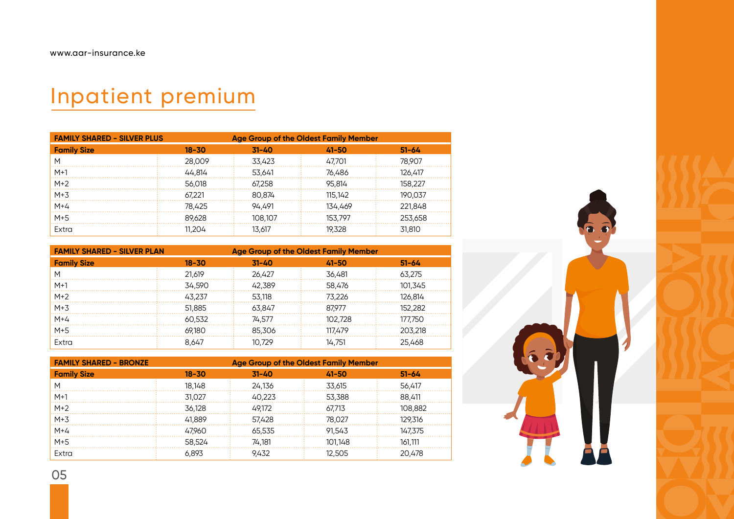# Inpatient premium

| FAMILY SHARED - SILVER PLUS | Age Group of the Oldest Family Member | | | |
|---|---|---|---|---|
| Family Size | 18-30 | 31-40 | 41-50 | 51-64 |
| M | 28,009 | 33,423 | 47,701 | 78,907 |
| M+1 | 44,814 | 53,641 | 76,486 | 126,417 |
| M+2 | 56,018 | 67,258 | 95,814 | 158,227 |
| M+3 | 67,221 | 80,874 | 115,142 | 190,037 |
| M+4 | 78,425 | 94,491 | 134,469 | 221,848 |
| M+5 | 89,628 | 108,107 | 153,797 | 253,658 |
| Extra | 11,204 | 13,617 | 19,328 | 31,810 |

| FAMILY SHARED - SILVER PLAN | Age Group of the Oldest Family Member | | | |
|---|---|---|---|---|
| Family Size | 18-30 | 31-40 | 41-50 | 51-64 |
| M | 21,619 | 26,427 | 36,481 | 63,275 |
| M+1 | 34,590 | 42,389 | 58,476 | 101,345 |
| M+2 | 43,237 | 53,118 | 73,226 | 126,814 |
| M+3 | 51,885 | 63,847 | 87,977 | 152,282 |
| M+4 | 60,532 | 74,577 | 102,728 | 177,750 |
| M+5 | 69,180 | 85,306 | 117,479 | 203,218 |
| Extra | 8,647 | 10,729 | 14,751 | 25,468 |

| FAMILY SHARED - BRONZE | Age Group of the Oldest Family Member | | | |
|---|---|---|---|---|
| Family Size | 18-30 | 31-40 | 41-50 | 51-64 |
| M | 18,148 | 24,136 | 33,615 | 56,417 |
| M+1 | 31,027 | 40,223 | 53,388 | 88,411 |
| M+2 | 36,128 | 49,172 | 67,713 | 108,882 |
| M+3 | 41,889 | 57,428 | 78,027 | 129,316 |
| M+4 | 47,960 | 65,535 | 91,543 | 147,375 |
| M+5 | 58,524 | 74,181 | 101,148 | 161,111 |
| Extra | 6,893 | 9,432 | 12,505 | 20,478 |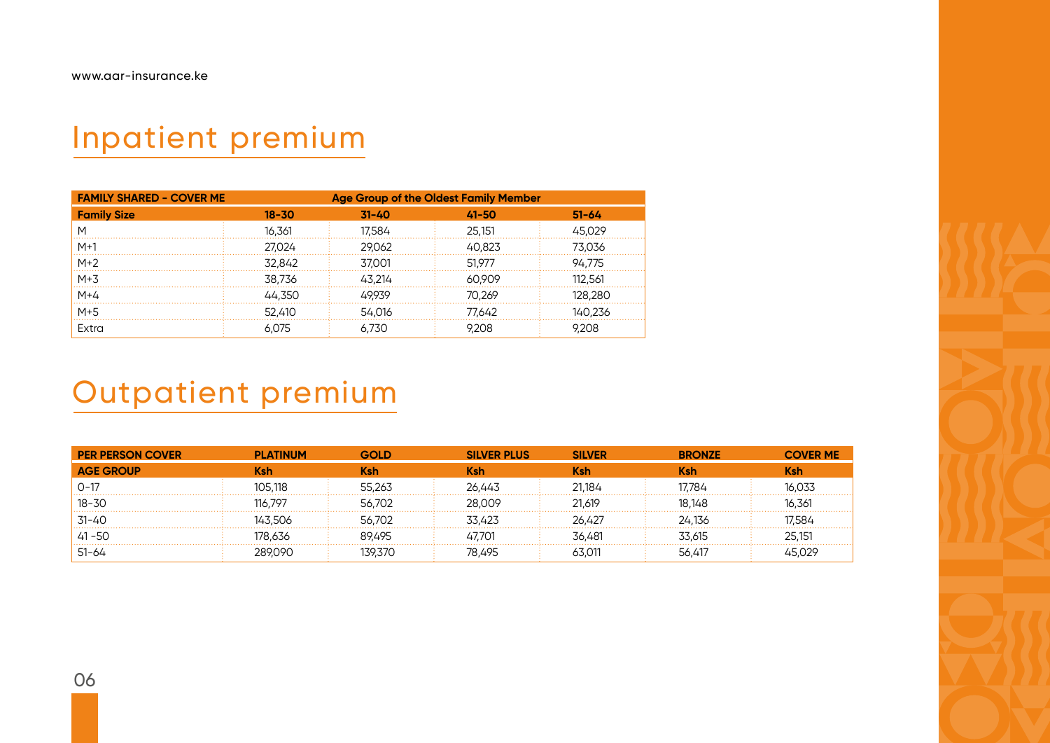# Inpatient premium

| FAMILY SHARED - COVER ME | Age Group of the Oldest Family Member | | | |
|---|---|---|---|---|
| Family Size | 18-30 | 31-40 | 41-50 | 51-64 |
| M | 16,361 | 17,584 | 25,151 | 45,029 |
| M+1 | 27,024 | 29,062 | 40,823 | 73,036 |
| M+2 | 32,842 | 37,001 | 51,977 | 94,775 |
| M+3 | 38,736 | 43,214 | 60,909 | 112,561 |
| M+4 | 44,350 | 49,939 | 70,269 | 128,280 |
| M+5 | 52,410 | 54,016 | 77,642 | 140,236 |
| Extra | 6,075 | 6,730 | 9,208 | 9,208 |

# Outpatient premium

| PER PERSON COVER | PLATINUM | GOLD | SILVER PLUS | SILVER | BRONZE | COVER ME |
|---|---|---|---|---|---|---|
| AGE GROUP | Ksh | Ksh | Ksh | Ksh | Ksh | Ksh |
| 0-17 | 105,118 | 55,263 | 26,443 | 21,184 | 17,784 | 16,033 |
| 18-30 | 116,797 | 56,702 | 28,009 | 21,619 | 18,148 | 16,361 |
| 31-40 | 143,506 | 56,702 | 33,423 | 26,427 | 24,136 | 17,584 |
| 41 -50 | 178,636 | 89,495 | 47,701 | 36,481 | 33,615 | 25,151 |
| 51-64 | 289,090 | 139,370 | 78,495 | 63,011 | 56,417 | 45,029 |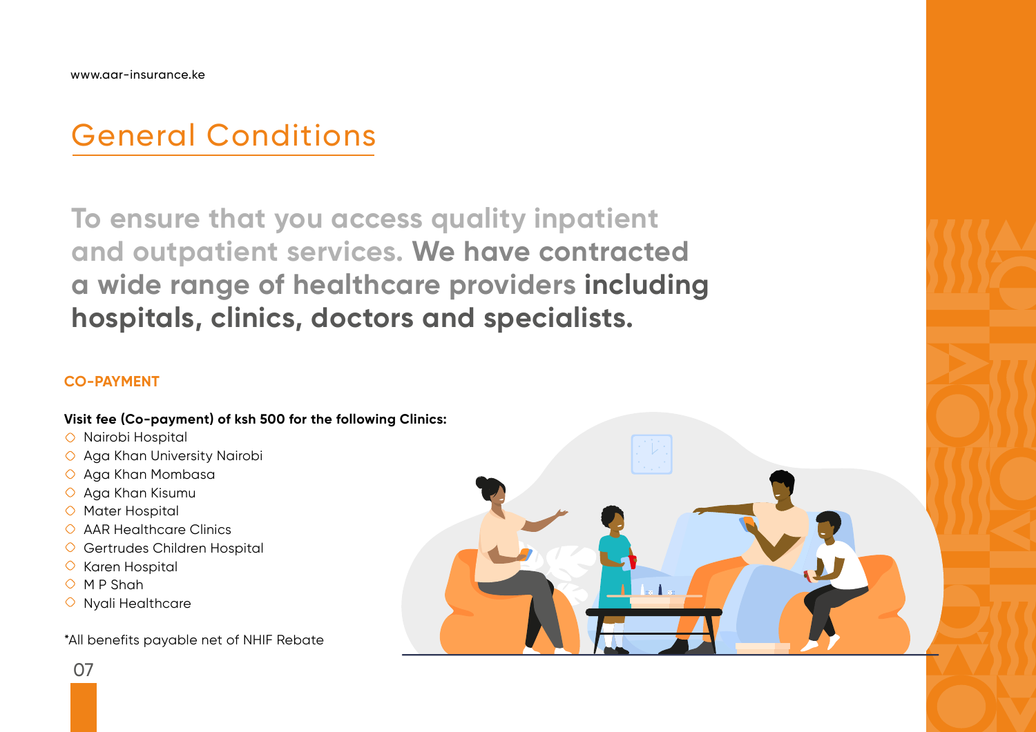# General Conditions

**To ensure that you access quality inpatient and outpatient services. We have contracted a wide range of healthcare providers including hospitals, clinics, doctors and specialists.**

## CO-PAYMENT

**Visit fee (Co-payment) of ksh 500 for the following Clinics:**

- Nairobi Hospital
- Aga Khan University Nairobi
- Aga Khan Mombasa
- Aga Khan Kisumu
- Mater Hospital
- AAR Healthcare Clinics
- Gertrudes Children Hospital
- Karen Hospital
- M P Shah
- Nyali Healthcare

*All benefits payable net of NHIF Rebate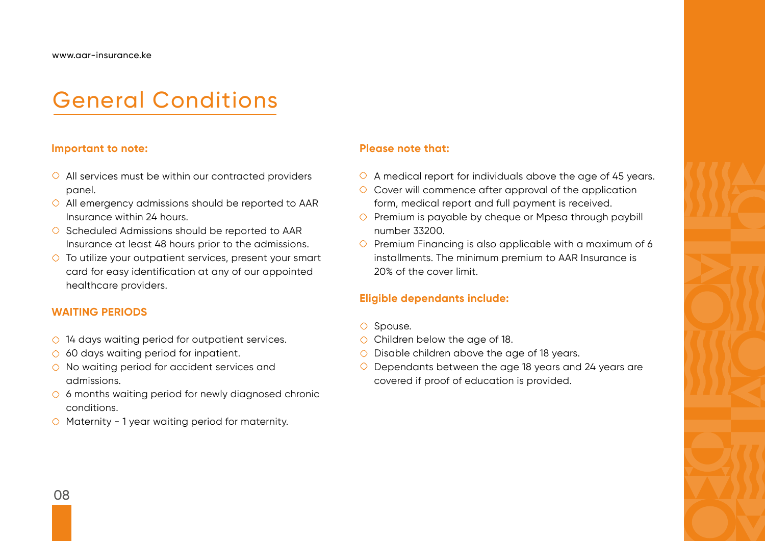# General Conditions

**Important to note:**

- All services must be within our contracted providers panel.
- All emergency admissions should be reported to AAR Insurance within 24 hours.
- Scheduled Admissions should be reported to AAR Insurance at least 48 hours prior to the admissions.
- To utilize your outpatient services, present your smart card for easy identification at any of our appointed healthcare providers.

**WAITING PERIODS**

- 14 days waiting period for outpatient services.
- 60 days waiting period for inpatient.
- No waiting period for accident services and admissions.
- 6 months waiting period for newly diagnosed chronic conditions.
- Maternity - 1 year waiting period for maternity.

**Please note that:**

- A medical report for individuals above the age of 45 years.
- Cover will commence after approval of the application form, medical report and full payment is received.
- Premium is payable by cheque or Mpesa through paybill number 33200.
- Premium Financing is also applicable with a maximum of 6 installments. The minimum premium to AAR Insurance is 20% of the cover limit.

**Eligible dependants include:**

- Spouse.
- Children below the age of 18.
- Disable children above the age of 18 years.
- Dependants between the age 18 years and 24 years are covered if proof of education is provided.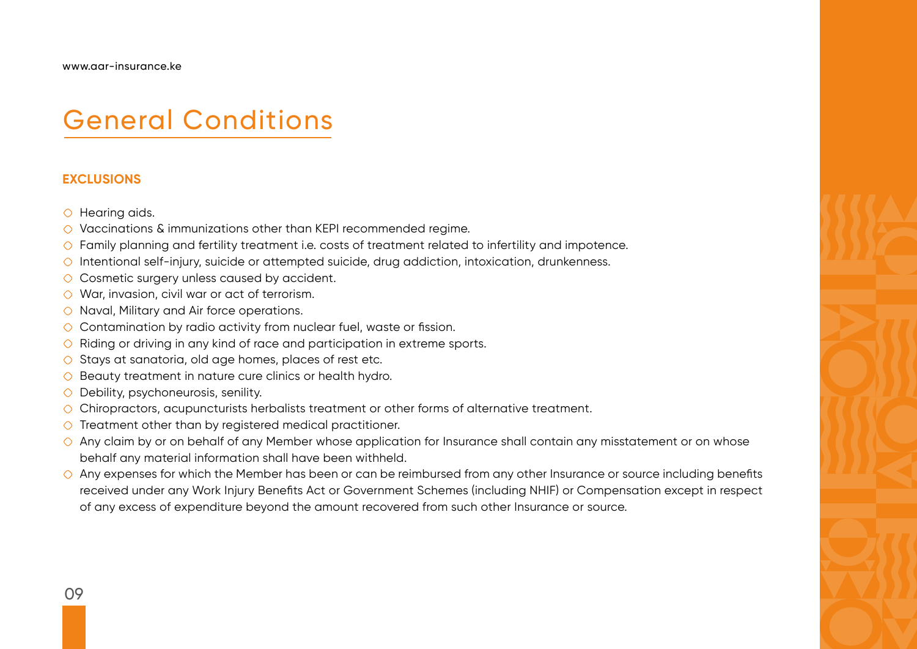# General Conditions

## EXCLUSIONS

- Hearing aids.
- Vaccinations & immunizations other than KEPI recommended regime.
- Family planning and fertility treatment i.e. costs of treatment related to infertility and impotence.
- Intentional self-injury, suicide or attempted suicide, drug addiction, intoxication, drunkenness.
- Cosmetic surgery unless caused by accident.
- War, invasion, civil war or act of terrorism.
- Naval, Military and Air force operations.
- Contamination by radio activity from nuclear fuel, waste or fission.
- Riding or driving in any kind of race and participation in extreme sports.
- Stays at sanatoria, old age homes, places of rest etc.
- Beauty treatment in nature cure clinics or health hydro.
- Debility, psychoneurosis, senility.
- Chiropractors, acupuncturists herbalists treatment or other forms of alternative treatment.
- Treatment other than by registered medical practitioner.
- Any claim by or on behalf of any Member whose application for Insurance shall contain any misstatement or on whose behalf any material information shall have been withheld.
- Any expenses for which the Member has been or can be reimbursed from any other Insurance or source including benefits received under any Work Injury Benefits Act or Government Schemes (including NHIF) or Compensation except in respect of any excess of expenditure beyond the amount recovered from such other Insurance or source.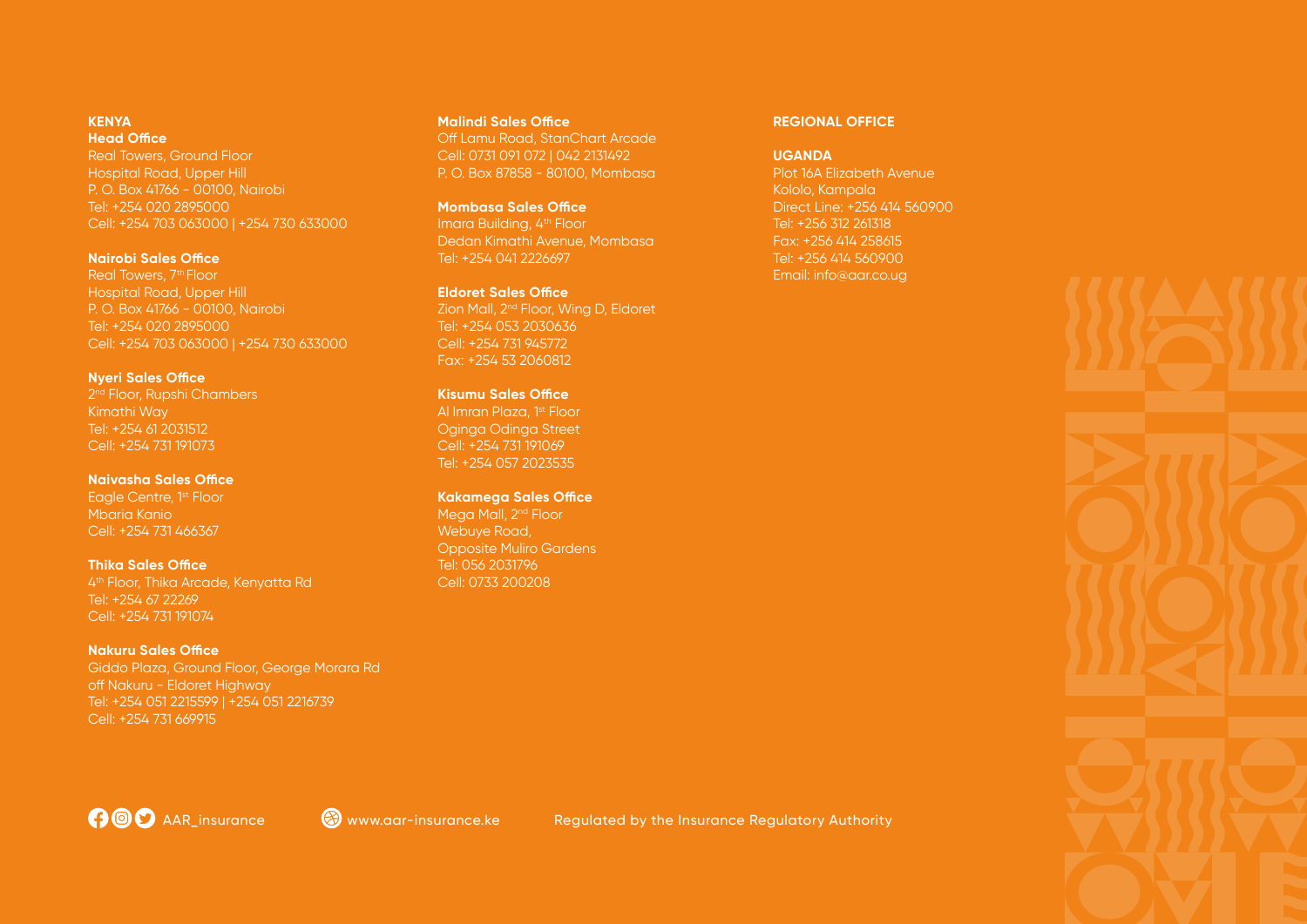**KENYA**

**Head Office**
Real Towers, Ground Floor
Hospital Road, Upper Hill
P. O. Box 41766 - 00100, Nairobi
Tel: +254 020 2895000
Cell: +254 703 063000 | +254 730 633000

**Nairobi Sales Office**
Real Towers, 7th Floor
Hospital Road, Upper Hill
P. O. Box 41766 - 00100, Nairobi
Tel: +254 020 2895000
Cell: +254 703 063000 | +254 730 633000

**Nyeri Sales Office**
2nd Floor, Rupshi Chambers
Kimathi Way
Tel: +254 61 2031512
Cell: +254 731 191073

**Naivasha Sales Office**
Eagle Centre, 1st Floor
Mbaria Kanio
Cell: +254 731 466367

**Thika Sales Office**
4th Floor, Thika Arcade, Kenyatta Rd
Tel: +254 67 22269
Cell: +254 731 191074

**Nakuru Sales Office**
Giddo Plaza, Ground Floor, George Morara Rd
off Nakuru - Eldoret Highway
Tel: +254 051 2215599 | +254 051 2216739
Cell: +254 731 669915

**Malindi Sales Office**
Off Lamu Road, StanChart Arcade
Cell: 0731 091 072 | 042 2131492
P. O. Box 87858 - 80100, Mombasa

**Mombasa Sales Office**
Imara Building, 4th Floor
Dedan Kimathi Avenue, Mombasa
Tel: +254 041 2226697

**Eldoret Sales Office**
Zion Mall, 2nd Floor, Wing D, Eldoret
Tel: +254 053 2030636
Cell: +254 731 945772
Fax: +254 53 2060812

**Kisumu Sales Office**
Al Imran Plaza, 1st Floor
Oginga Odinga Street
Cell: +254 731 191069
Tel: +254 057 2023535

**Kakamega Sales Office**
Mega Mall, 2nd Floor
Webuye Road,
Opposite Muliro Gardens
Tel: 056 2031796
Cell: 0733 200208

**REGIONAL OFFICE**

**UGANDA**
Plot 16A Elizabeth Avenue
Kololo, Kampala
Direct Line: +256 414 560900
Tel: +256 312 261318
Fax: +256 414 258615
Tel: +256 414 560900
Email: info@aar.co.ug

AAR_insurance

www.aar-insurance.ke

Regulated by the Insurance Regulatory Authority